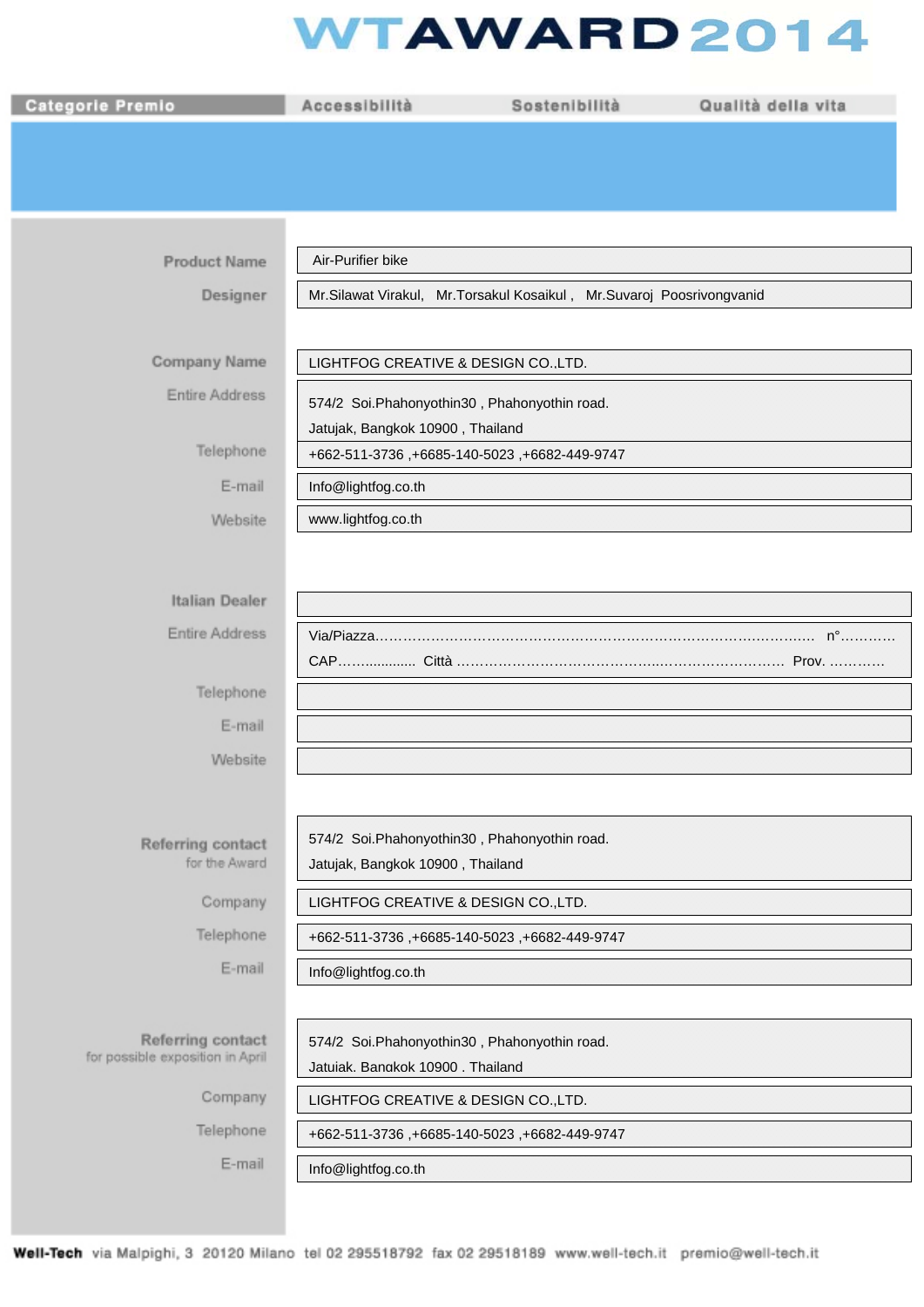# WTAWARD 2014

| Categorie Premio | Accessibilità | Sostenibilità | Qualità della vita |
|---|---|---|---|

| | |
|---|---|
| **Product Name** | Air-Purifier bike |
| **Designer** | Mr.Silawat Virakul, Mr.Torsakul Kosaikul , Mr.Suvaroj Poosrivongvanid |
| **Company Name** | LIGHTFOG CREATIVE & DESIGN CO.,LTD. |
| Entire Address | 574/2 Soi.Phahonyothin30 , Phahonyothin road. Jatujak, Bangkok 10900 , Thailand |
| Telephone | +662-511-3736 ,+6685-140-5023 ,+6682-449-9747 |
| E-mail | Info@lightfog.co.th |
| Website | www.lightfog.co.th |
| **Italian Dealer** | |
| Entire Address | Via/Piazza……………………………………………………………………………………. n°………… CAP……............... Città …………………………………………..……………………… Prov. ………… |
| Telephone | |
| E-mail | |
| Website | |
| **Referring contact** for the Award | 574/2 Soi.Phahonyothin30 , Phahonyothin road. Jatujak, Bangkok 10900 , Thailand |
| Company | LIGHTFOG CREATIVE & DESIGN CO.,LTD. |
| Telephone | +662-511-3736 ,+6685-140-5023 ,+6682-449-9747 |
| E-mail | Info@lightfog.co.th |
| **Referring contact** for possible exposition in April | 574/2 Soi.Phahonyothin30 , Phahonyothin road. Jatujak, Bangkok 10900 , Thailand |
| Company | LIGHTFOG CREATIVE & DESIGN CO.,LTD. |
| Telephone | +662-511-3736 ,+6685-140-5023 ,+6682-449-9747 |
| E-mail | Info@lightfog.co.th |

**Well-Tech** via Malpighi, 3 20120 Milano tel 02 295518792 fax 02 29518189 www.well-tech.it premio@well-tech.it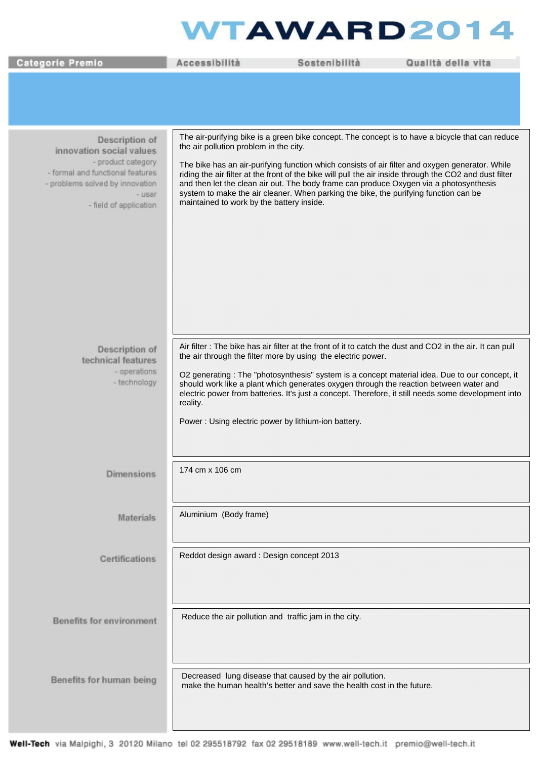# WTAWARD2014

| Categorie Premio | Accessibilità | Sostenibilità | Qualità della vita |
|---|---|---|---|

| | |
|---|---|
| **Description of innovation social values** - product category - formal and functional features - problems solved by innovation - user - field of application | The air-purifying bike is a green bike concept. The concept is to have a bicycle that can reduce the air pollution problem in the city.<br><br>The bike has an air-purifying function which consists of air filter and oxygen generator. While riding the air filter at the front of the bike will pull the air inside through the $CO_2$ and dust filter and then let the clean air out. The body frame can produce Oxygen via a photosynthesis system to make the air cleaner. When parking the bike, the purifying function can be maintained to work by the battery inside. |
| **Description of technical features** - operations - technology | Air filter : The bike has air filter at the front of it to catch the dust and $CO_2$ in the air. It can pull the air through the filter more by using the electric power.<br><br>$O_2$ generating : The "photosynthesis" system is a concept material idea. Due to our concept, it should work like a plant which generates oxygen through the reaction between water and electric power from batteries. It's just a concept. Therefore, it still needs some development into reality.<br><br>Power : Using electric power by lithium-ion battery. |
| **Dimensions** | 174 cm x 106 cm |
| **Materials** | Aluminium (Body frame) |
| **Certifications** | Reddot design award : Design concept 2013 |
| **Benefits for environment** | Reduce the air pollution and traffic jam in the city. |
| **Benefits for human being** | Decreased lung disease that caused by the air pollution.<br>make the human health's better and save the health cost in the future. |

**Well-Tech** via Malpighi, 3 20120 Milano tel 02 295518792 fax 02 29518189 www.well-tech.it premio@well-tech.it